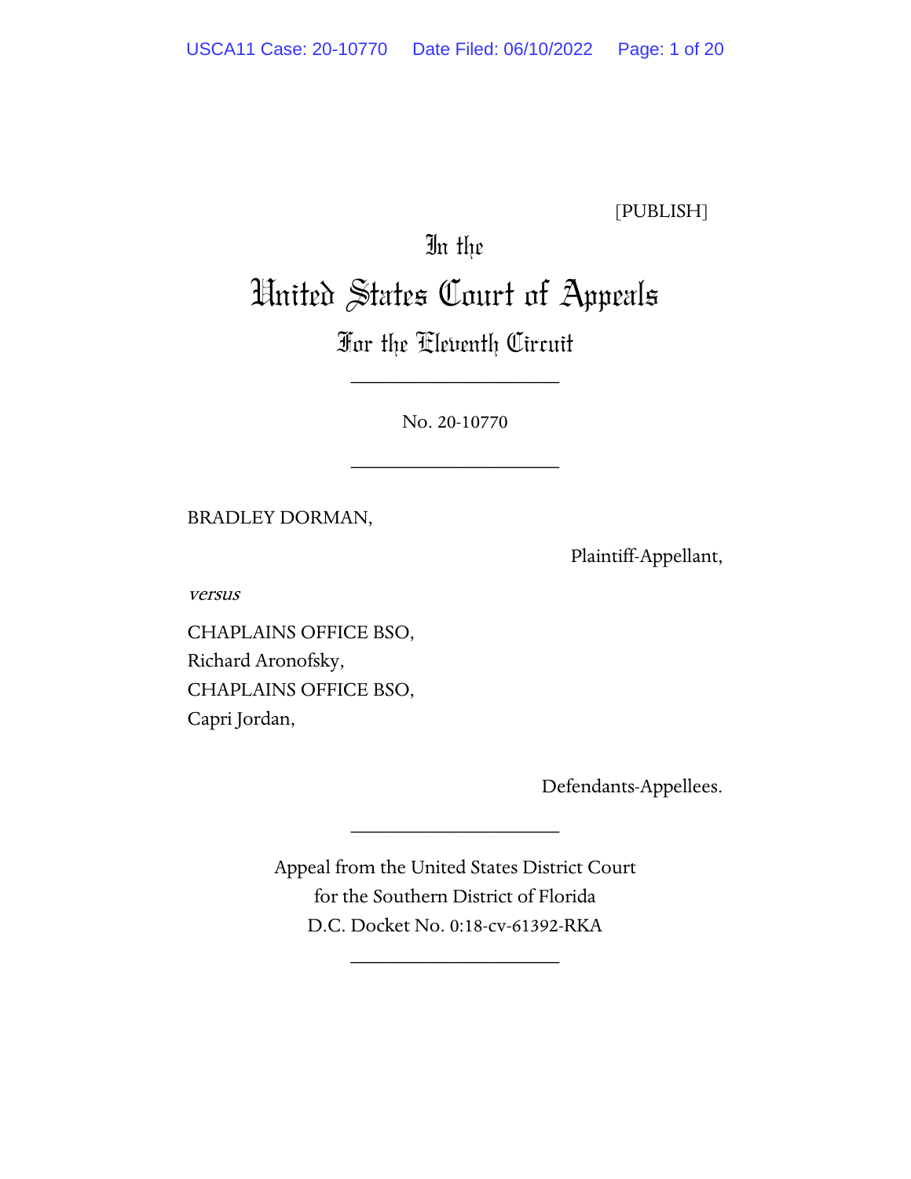[PUBLISH]

# In the United States Court of Appeals
## For the Eleventh Circuit

____________________

No. 20-10770

____________________

BRADLEY DORMAN,

Plaintiff-Appellant,

*versus*

CHAPLAINS OFFICE BSO,
Richard Aronofsky,
CHAPLAINS OFFICE BSO,
Capri Jordan,

Defendants-Appellees.

____________________

Appeal from the United States District Court
for the Southern District of Florida
D.C. Docket No. 0:18-cv-61392-RKA

____________________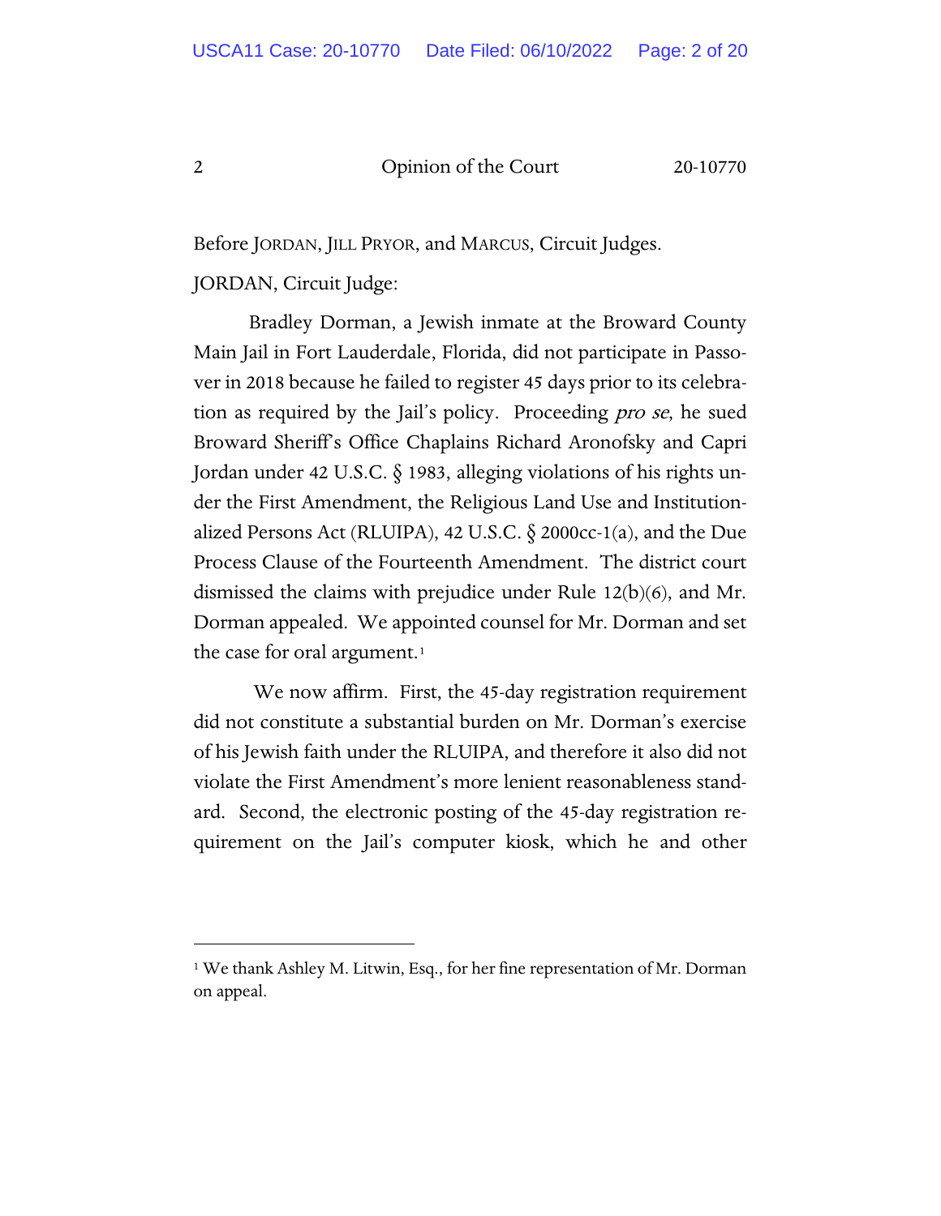Before JORDAN, JILL PRYOR, and MARCUS, Circuit Judges.

JORDAN, Circuit Judge:

Bradley Dorman, a Jewish inmate at the Broward County Main Jail in Fort Lauderdale, Florida, did not participate in Passover in 2018 because he failed to register 45 days prior to its celebration as required by the Jail's policy. Proceeding *pro se*, he sued Broward Sheriff's Office Chaplains Richard Aronofsky and Capri Jordan under 42 U.S.C. § 1983, alleging violations of his rights under the First Amendment, the Religious Land Use and Institutionalized Persons Act (RLUIPA), 42 U.S.C. § 2000cc-1(a), and the Due Process Clause of the Fourteenth Amendment. The district court dismissed the claims with prejudice under Rule 12(b)(6), and Mr. Dorman appealed. We appointed counsel for Mr. Dorman and set the case for oral argument.[1]

We now affirm. First, the 45-day registration requirement did not constitute a substantial burden on Mr. Dorman's exercise of his Jewish faith under the RLUIPA, and therefore it also did not violate the First Amendment's more lenient reasonableness standard. Second, the electronic posting of the 45-day registration requirement on the Jail's computer kiosk, which he and other

[1] We thank Ashley M. Litwin, Esq., for her fine representation of Mr. Dorman on appeal.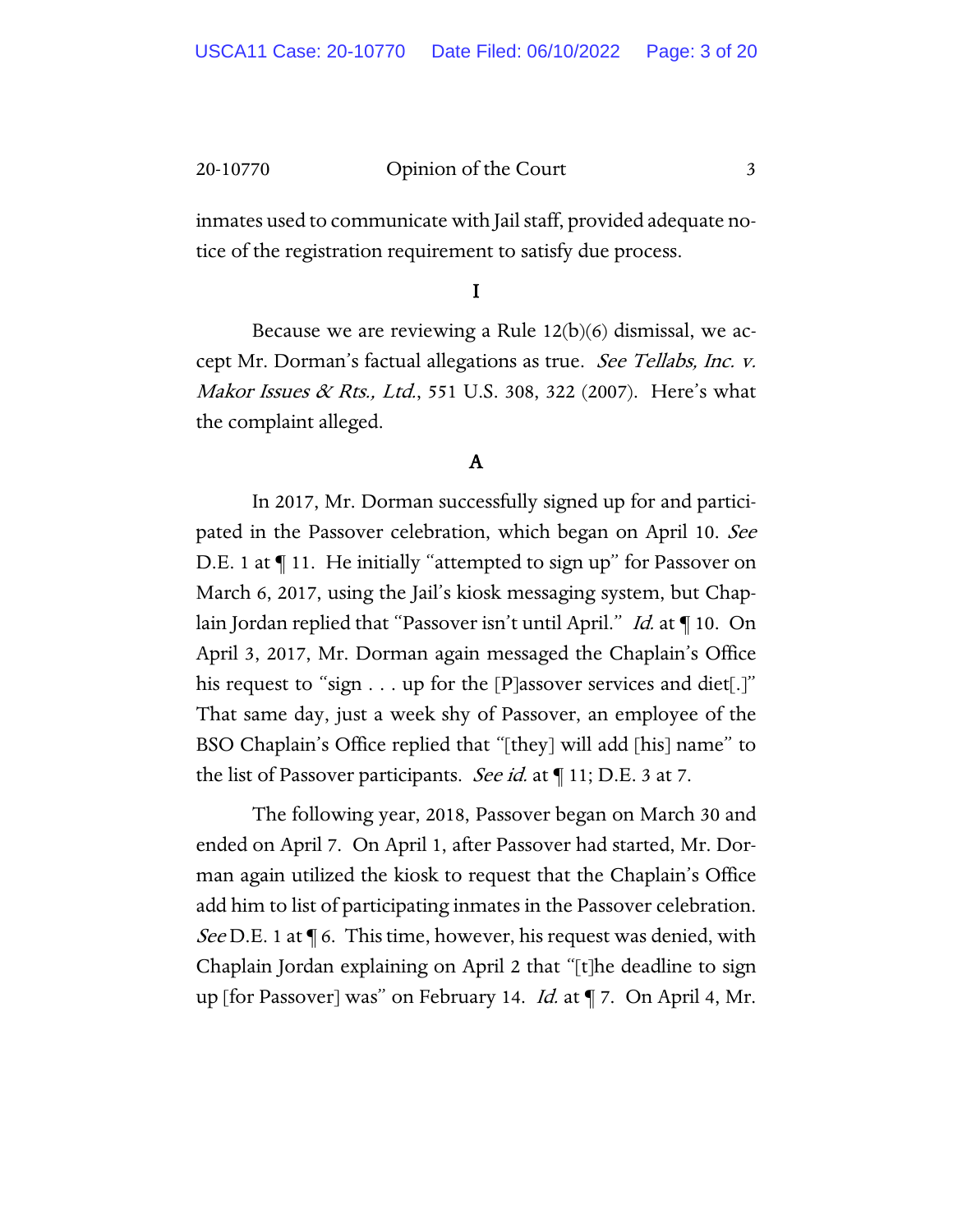inmates used to communicate with Jail staff, provided adequate notice of the registration requirement to satisfy due process.

# I

Because we are reviewing a Rule 12(b)(6) dismissal, we accept Mr. Dorman's factual allegations as true. *See Tellabs, Inc. v. Makor Issues & Rts., Ltd.*, 551 U.S. 308, 322 (2007). Here's what the complaint alleged.

## A

In 2017, Mr. Dorman successfully signed up for and participated in the Passover celebration, which began on April 10. *See* D.E. 1 at ¶ 11. He initially "attempted to sign up" for Passover on March 6, 2017, using the Jail's kiosk messaging system, but Chaplain Jordan replied that "Passover isn't until April." *Id.* at ¶ 10. On April 3, 2017, Mr. Dorman again messaged the Chaplain's Office his request to "sign . . . up for the [P]assover services and diet[.]" That same day, just a week shy of Passover, an employee of the BSO Chaplain's Office replied that "[they] will add [his] name" to the list of Passover participants. *See id.* at ¶ 11; D.E. 3 at 7.

The following year, 2018, Passover began on March 30 and ended on April 7. On April 1, after Passover had started, Mr. Dorman again utilized the kiosk to request that the Chaplain's Office add him to list of participating inmates in the Passover celebration. *See* D.E. 1 at ¶ 6. This time, however, his request was denied, with Chaplain Jordan explaining on April 2 that "[t]he deadline to sign up [for Passover] was" on February 14. *Id.* at ¶ 7. On April 4, Mr.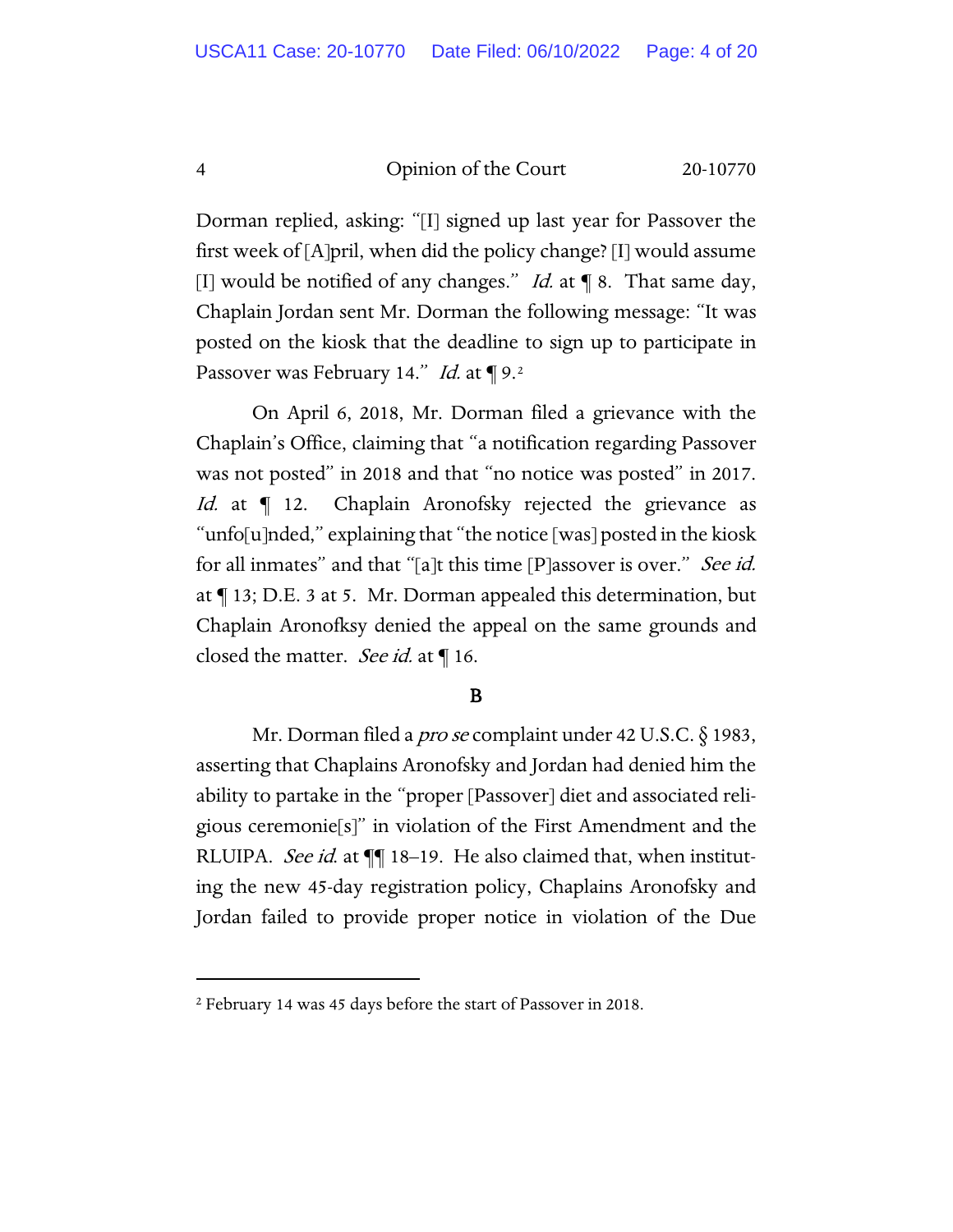Dorman replied, asking: "[I] signed up last year for Passover the first week of [A]pril, when did the policy change? [I] would assume [I] would be notified of any changes." *Id.* at ¶ 8. That same day, Chaplain Jordan sent Mr. Dorman the following message: "It was posted on the kiosk that the deadline to sign up to participate in Passover was February 14." *Id.* at ¶ 9.[2]

On April 6, 2018, Mr. Dorman filed a grievance with the Chaplain's Office, claiming that "a notification regarding Passover was not posted" in 2018 and that "no notice was posted" in 2017. *Id.* at ¶ 12. Chaplain Aronofsky rejected the grievance as "unfo[u]nded," explaining that "the notice [was] posted in the kiosk for all inmates" and that "[a]t this time [P]assover is over." *See id.* at ¶ 13; D.E. 3 at 5. Mr. Dorman appealed this determination, but Chaplain Aronofksy denied the appeal on the same grounds and closed the matter. *See id.* at ¶ 16.

**B**

Mr. Dorman filed a *pro se* complaint under 42 U.S.C. § 1983, asserting that Chaplains Aronofsky and Jordan had denied him the ability to partake in the "proper [Passover] diet and associated religious ceremonie[s]" in violation of the First Amendment and the RLUIPA. *See id.* at ¶¶ 18–19. He also claimed that, when instituting the new 45-day registration policy, Chaplains Aronofsky and Jordan failed to provide proper notice in violation of the Due

---

[2] February 14 was 45 days before the start of Passover in 2018.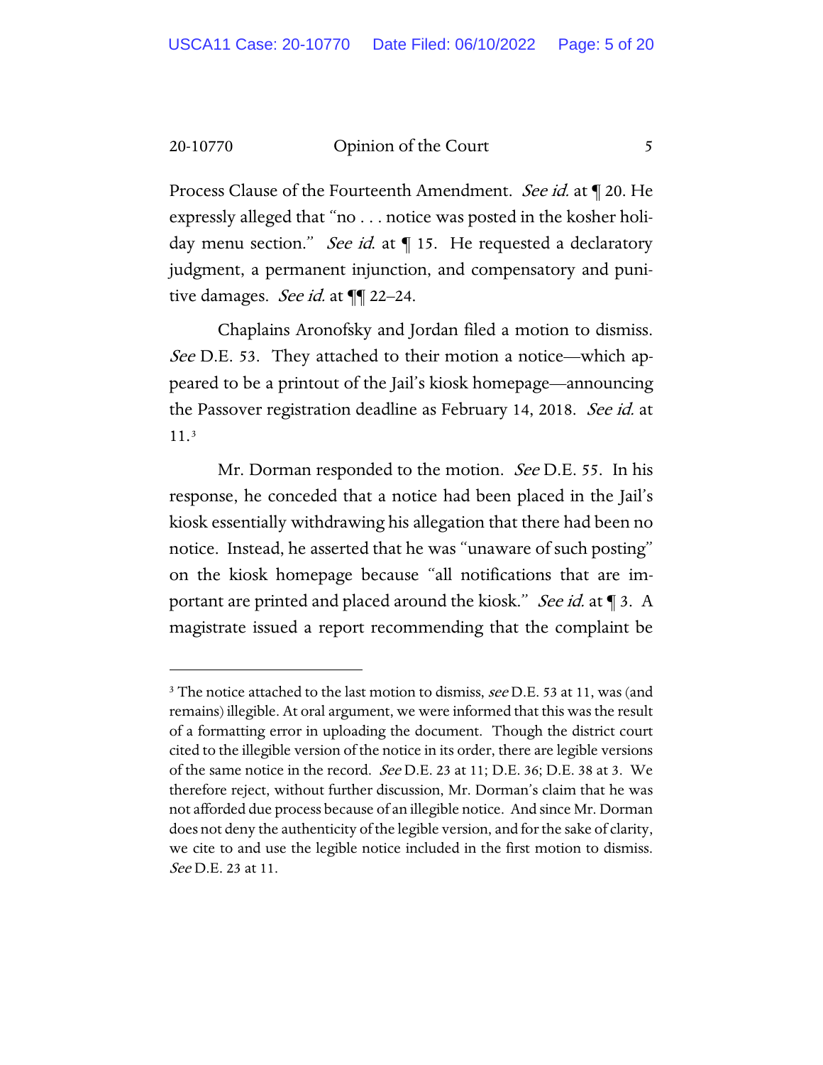Process Clause of the Fourteenth Amendment. *See id.* at ¶ 20. He expressly alleged that "no . . . notice was posted in the kosher holiday menu section." *See id.* at ¶ 15. He requested a declaratory judgment, a permanent injunction, and compensatory and punitive damages. *See id.* at ¶¶ 22–24.

Chaplains Aronofsky and Jordan filed a motion to dismiss. *See* D.E. 53. They attached to their motion a notice—which appeared to be a printout of the Jail's kiosk homepage—announcing the Passover registration deadline as February 14, 2018. *See id.* at 11.[3]

Mr. Dorman responded to the motion. *See* D.E. 55. In his response, he conceded that a notice had been placed in the Jail's kiosk essentially withdrawing his allegation that there had been no notice. Instead, he asserted that he was "unaware of such posting" on the kiosk homepage because "all notifications that are important are printed and placed around the kiosk." *See id.* at ¶ 3. A magistrate issued a report recommending that the complaint be

---

[3] The notice attached to the last motion to dismiss, *see* D.E. 53 at 11, was (and remains) illegible. At oral argument, we were informed that this was the result of a formatting error in uploading the document. Though the district court cited to the illegible version of the notice in its order, there are legible versions of the same notice in the record. *See* D.E. 23 at 11; D.E. 36; D.E. 38 at 3. We therefore reject, without further discussion, Mr. Dorman's claim that he was not afforded due process because of an illegible notice. And since Mr. Dorman does not deny the authenticity of the legible version, and for the sake of clarity, we cite to and use the legible notice included in the first motion to dismiss. *See* D.E. 23 at 11.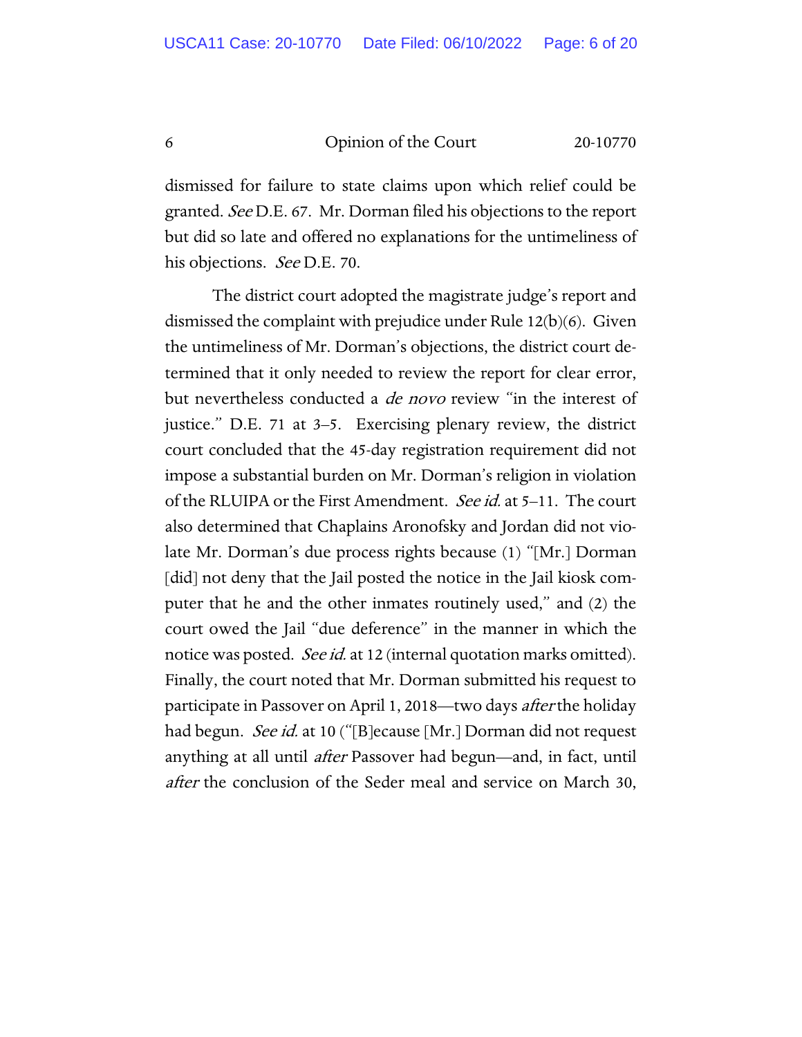dismissed for failure to state claims upon which relief could be granted. *See* D.E. 67. Mr. Dorman filed his objections to the report but did so late and offered no explanations for the untimeliness of his objections. *See* D.E. 70.

The district court adopted the magistrate judge's report and dismissed the complaint with prejudice under Rule 12(b)(6). Given the untimeliness of Mr. Dorman's objections, the district court determined that it only needed to review the report for clear error, but nevertheless conducted a *de novo* review "in the interest of justice." D.E. 71 at 3–5. Exercising plenary review, the district court concluded that the 45-day registration requirement did not impose a substantial burden on Mr. Dorman's religion in violation of the RLUIPA or the First Amendment. *See id.* at 5–11. The court also determined that Chaplains Aronofsky and Jordan did not violate Mr. Dorman's due process rights because (1) "[Mr.] Dorman [did] not deny that the Jail posted the notice in the Jail kiosk computer that he and the other inmates routinely used," and (2) the court owed the Jail "due deference" in the manner in which the notice was posted. *See id.* at 12 (internal quotation marks omitted). Finally, the court noted that Mr. Dorman submitted his request to participate in Passover on April 1, 2018—two days *after* the holiday had begun. *See id.* at 10 ("[B]ecause [Mr.] Dorman did not request anything at all until *after* Passover had begun—and, in fact, until *after* the conclusion of the Seder meal and service on March 30,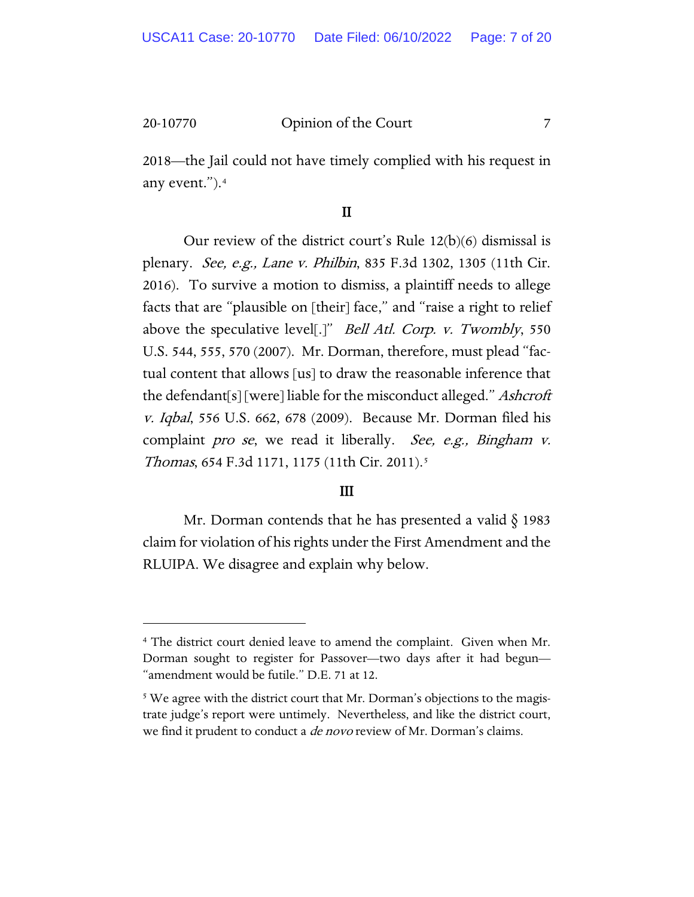2018—the Jail could not have timely complied with his request in any event.").[4]

## II

Our review of the district court's Rule 12(b)(6) dismissal is plenary. *See, e.g., Lane v. Philbin*, 835 F.3d 1302, 1305 (11th Cir. 2016). To survive a motion to dismiss, a plaintiff needs to allege facts that are "plausible on [their] face," and "raise a right to relief above the speculative level[.]" *Bell Atl. Corp. v. Twombly*, 550 U.S. 544, 555, 570 (2007). Mr. Dorman, therefore, must plead "factual content that allows [us] to draw the reasonable inference that the defendant[s] [were] liable for the misconduct alleged." *Ashcroft v. Iqbal*, 556 U.S. 662, 678 (2009). Because Mr. Dorman filed his complaint *pro se*, we read it liberally. *See, e.g., Bingham v. Thomas*, 654 F.3d 1171, 1175 (11th Cir. 2011).[5]

## III

Mr. Dorman contends that he has presented a valid § 1983 claim for violation of his rights under the First Amendment and the RLUIPA. We disagree and explain why below.

---

[4] The district court denied leave to amend the complaint. Given when Mr. Dorman sought to register for Passover—two days after it had begun—"amendment would be futile." D.E. 71 at 12.

[5] We agree with the district court that Mr. Dorman's objections to the magistrate judge's report were untimely. Nevertheless, and like the district court, we find it prudent to conduct a *de novo* review of Mr. Dorman's claims.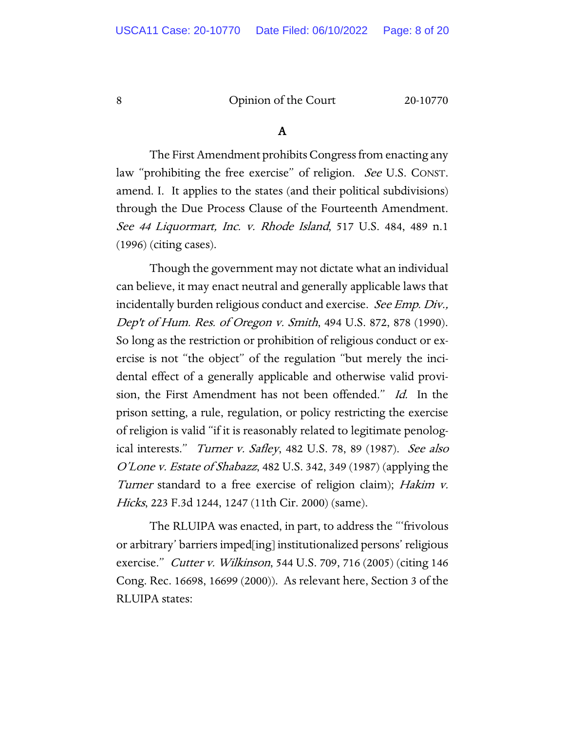### A

The First Amendment prohibits Congress from enacting any law "prohibiting the free exercise" of religion. *See* U.S. CONST. amend. I. It applies to the states (and their political subdivisions) through the Due Process Clause of the Fourteenth Amendment. *See 44 Liquormart, Inc. v. Rhode Island*, 517 U.S. 484, 489 n.1 (1996) (citing cases).

Though the government may not dictate what an individual can believe, it may enact neutral and generally applicable laws that incidentally burden religious conduct and exercise. *See Emp. Div., Dep't of Hum. Res. of Oregon v. Smith*, 494 U.S. 872, 878 (1990). So long as the restriction or prohibition of religious conduct or exercise is not "the object" of the regulation "but merely the incidental effect of a generally applicable and otherwise valid provision, the First Amendment has not been offended." *Id.* In the prison setting, a rule, regulation, or policy restricting the exercise of religion is valid "if it is reasonably related to legitimate penological interests." *Turner v. Safley*, 482 U.S. 78, 89 (1987). *See also O'Lone v. Estate of Shabazz*, 482 U.S. 342, 349 (1987) (applying the *Turner* standard to a free exercise of religion claim); *Hakim v. Hicks*, 223 F.3d 1244, 1247 (11th Cir. 2000) (same).

The RLUIPA was enacted, in part, to address the "'frivolous or arbitrary' barriers imped[ing] institutionalized persons' religious exercise." *Cutter v. Wilkinson*, 544 U.S. 709, 716 (2005) (citing 146 Cong. Rec. 16698, 16699 (2000)). As relevant here, Section 3 of the RLUIPA states: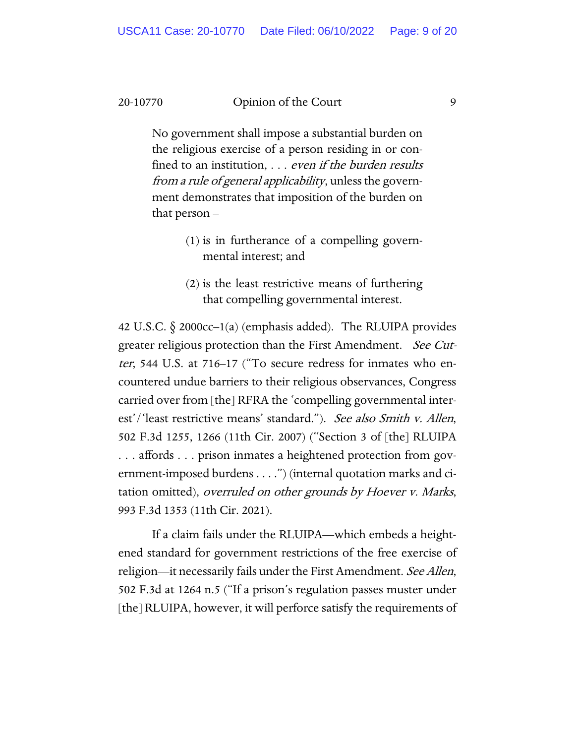> No government shall impose a substantial burden on the religious exercise of a person residing in or confined to an institution, . . . *even if the burden results from a rule of general applicability*, unless the government demonstrates that imposition of the burden on that person –
>
> (1) is in furtherance of a compelling governmental interest; and
>
> (2) is the least restrictive means of furthering that compelling governmental interest.

42 U.S.C. § 2000cc–1(a) (emphasis added). The RLUIPA provides greater religious protection than the First Amendment. *See Cutter*, 544 U.S. at 716–17 ("To secure redress for inmates who encountered undue barriers to their religious observances, Congress carried over from [the] RFRA the 'compelling governmental interest'/'least restrictive means' standard."). *See also Smith v. Allen*, 502 F.3d 1255, 1266 (11th Cir. 2007) ("Section 3 of [the] RLUIPA . . . affords . . . prison inmates a heightened protection from government-imposed burdens . . . .") (internal quotation marks and citation omitted), *overruled on other grounds by Hoever v. Marks*, 993 F.3d 1353 (11th Cir. 2021).

If a claim fails under the RLUIPA—which embeds a heightened standard for government restrictions of the free exercise of religion—it necessarily fails under the First Amendment. *See Allen*, 502 F.3d at 1264 n.5 ("If a prison's regulation passes muster under [the] RLUIPA, however, it will perforce satisfy the requirements of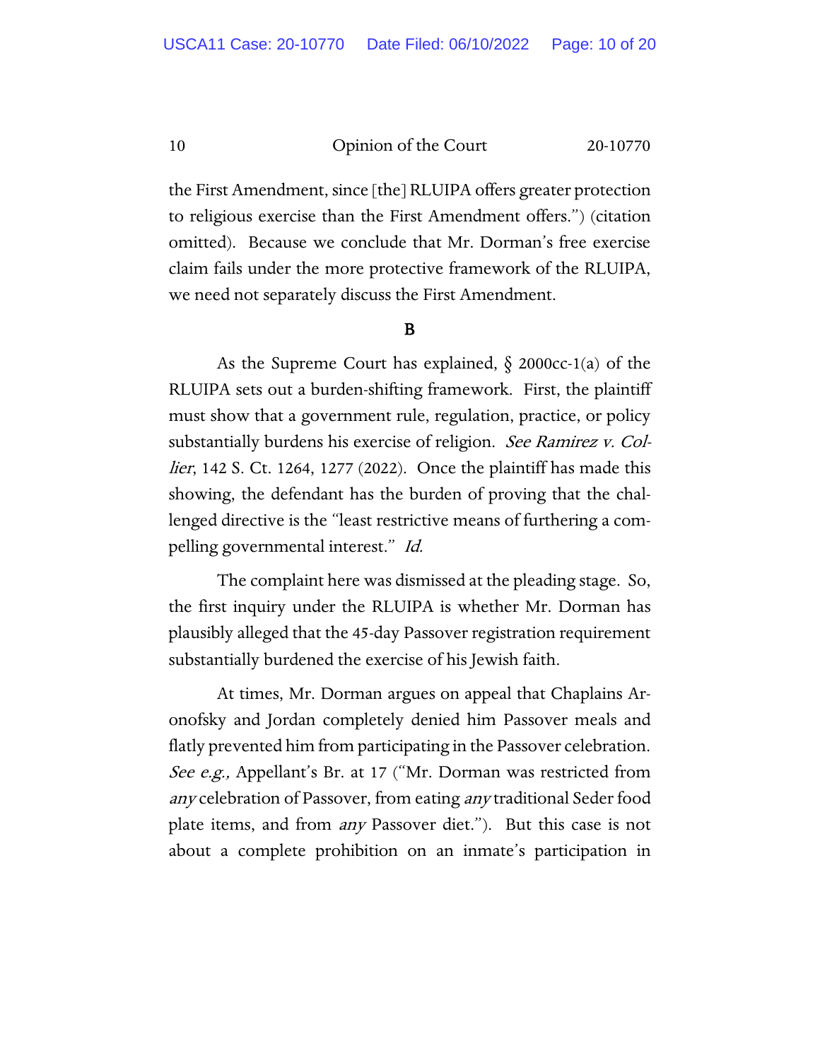the First Amendment, since [the] RLUIPA offers greater protection to religious exercise than the First Amendment offers.") (citation omitted). Because we conclude that Mr. Dorman's free exercise claim fails under the more protective framework of the RLUIPA, we need not separately discuss the First Amendment.

B

As the Supreme Court has explained, § 2000cc-1(a) of the RLUIPA sets out a burden-shifting framework. First, the plaintiff must show that a government rule, regulation, practice, or policy substantially burdens his exercise of religion. *See Ramirez v. Collier*, 142 S. Ct. 1264, 1277 (2022). Once the plaintiff has made this showing, the defendant has the burden of proving that the challenged directive is the "least restrictive means of furthering a compelling governmental interest." *Id.*

The complaint here was dismissed at the pleading stage. So, the first inquiry under the RLUIPA is whether Mr. Dorman has plausibly alleged that the 45-day Passover registration requirement substantially burdened the exercise of his Jewish faith.

At times, Mr. Dorman argues on appeal that Chaplains Aronofsky and Jordan completely denied him Passover meals and flatly prevented him from participating in the Passover celebration. *See e.g.,* Appellant's Br. at 17 ("Mr. Dorman was restricted from *any* celebration of Passover, from eating *any* traditional Seder food plate items, and from *any* Passover diet."). But this case is not about a complete prohibition on an inmate's participation in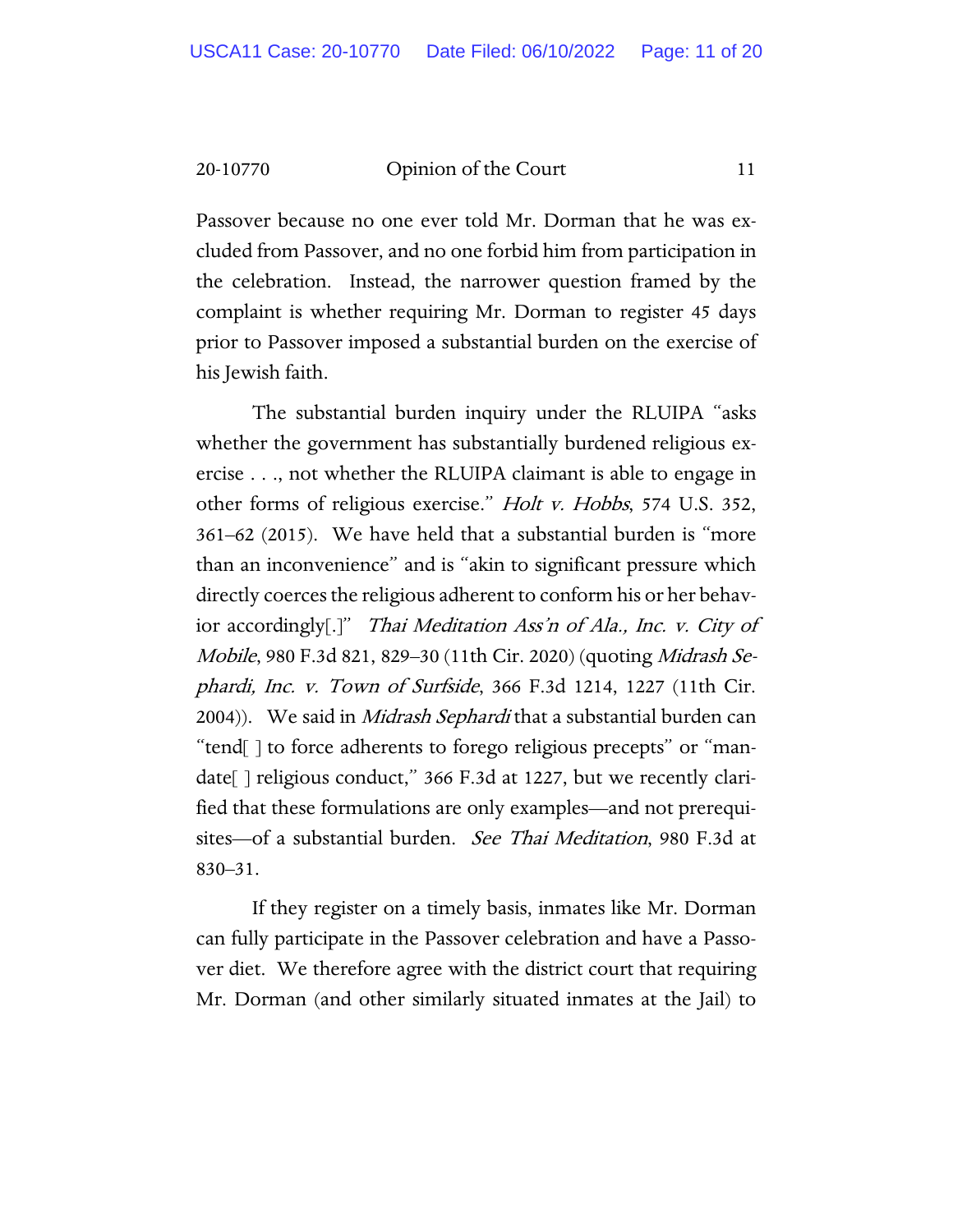Passover because no one ever told Mr. Dorman that he was excluded from Passover, and no one forbid him from participation in the celebration. Instead, the narrower question framed by the complaint is whether requiring Mr. Dorman to register 45 days prior to Passover imposed a substantial burden on the exercise of his Jewish faith.

The substantial burden inquiry under the RLUIPA "asks whether the government has substantially burdened religious exercise . . ., not whether the RLUIPA claimant is able to engage in other forms of religious exercise." *Holt v. Hobbs*, 574 U.S. 352, 361–62 (2015). We have held that a substantial burden is "more than an inconvenience" and is "akin to significant pressure which directly coerces the religious adherent to conform his or her behavior accordingly[.]" *Thai Meditation Ass'n of Ala., Inc. v. City of Mobile*, 980 F.3d 821, 829–30 (11th Cir. 2020) (quoting *Midrash Sephardi, Inc. v. Town of Surfside*, 366 F.3d 1214, 1227 (11th Cir. 2004)). We said in *Midrash Sephardi* that a substantial burden can "tend[ ] to force adherents to forego religious precepts" or "mandate[ ] religious conduct," 366 F.3d at 1227, but we recently clarified that these formulations are only examples—and not prerequisites—of a substantial burden. *See Thai Meditation*, 980 F.3d at 830–31.

If they register on a timely basis, inmates like Mr. Dorman can fully participate in the Passover celebration and have a Passover diet. We therefore agree with the district court that requiring Mr. Dorman (and other similarly situated inmates at the Jail) to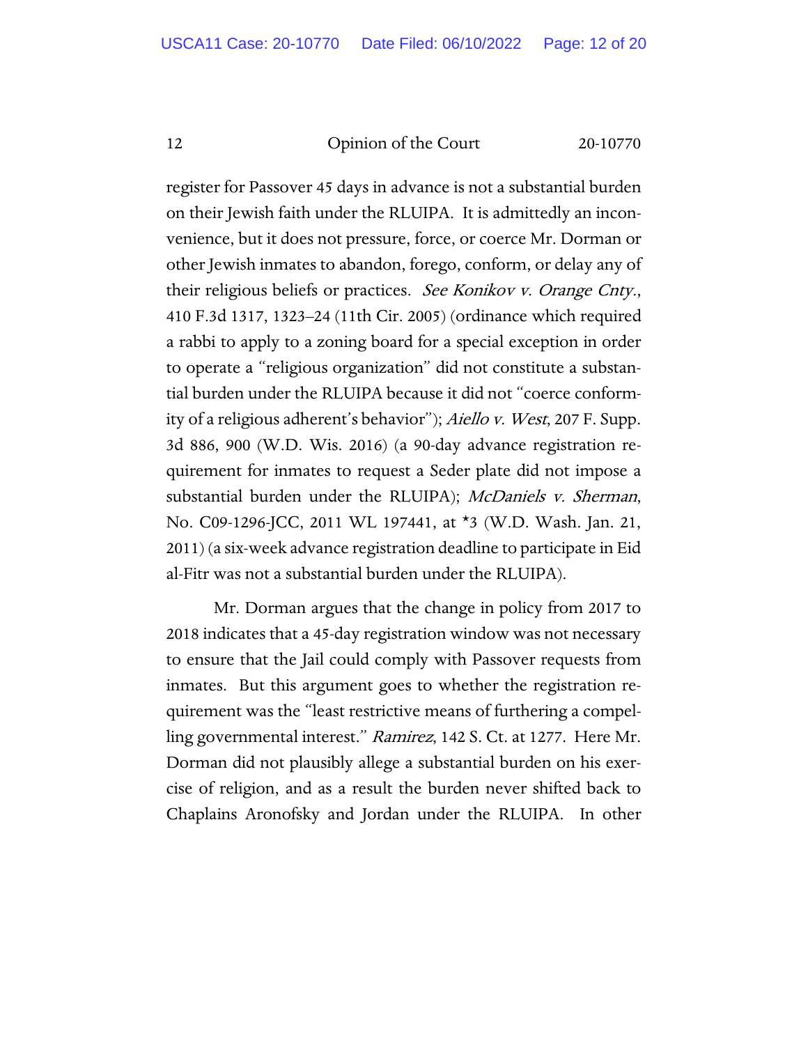register for Passover 45 days in advance is not a substantial burden on their Jewish faith under the RLUIPA. It is admittedly an inconvenience, but it does not pressure, force, or coerce Mr. Dorman or other Jewish inmates to abandon, forego, conform, or delay any of their religious beliefs or practices. *See Konikov v. Orange Cnty.*, 410 F.3d 1317, 1323–24 (11th Cir. 2005) (ordinance which required a rabbi to apply to a zoning board for a special exception in order to operate a "religious organization" did not constitute a substantial burden under the RLUIPA because it did not "coerce conformity of a religious adherent's behavior"); *Aiello v. West*, 207 F. Supp. 3d 886, 900 (W.D. Wis. 2016) (a 90-day advance registration requirement for inmates to request a Seder plate did not impose a substantial burden under the RLUIPA); *McDaniels v. Sherman*, No. C09-1296-JCC, 2011 WL 197441, at *3 (W.D. Wash. Jan. 21, 2011) (a six-week advance registration deadline to participate in Eid al-Fitr was not a substantial burden under the RLUIPA).

Mr. Dorman argues that the change in policy from 2017 to 2018 indicates that a 45-day registration window was not necessary to ensure that the Jail could comply with Passover requests from inmates. But this argument goes to whether the registration requirement was the "least restrictive means of furthering a compelling governmental interest." *Ramirez*, 142 S. Ct. at 1277. Here Mr. Dorman did not plausibly allege a substantial burden on his exercise of religion, and as a result the burden never shifted back to Chaplains Aronofsky and Jordan under the RLUIPA. In other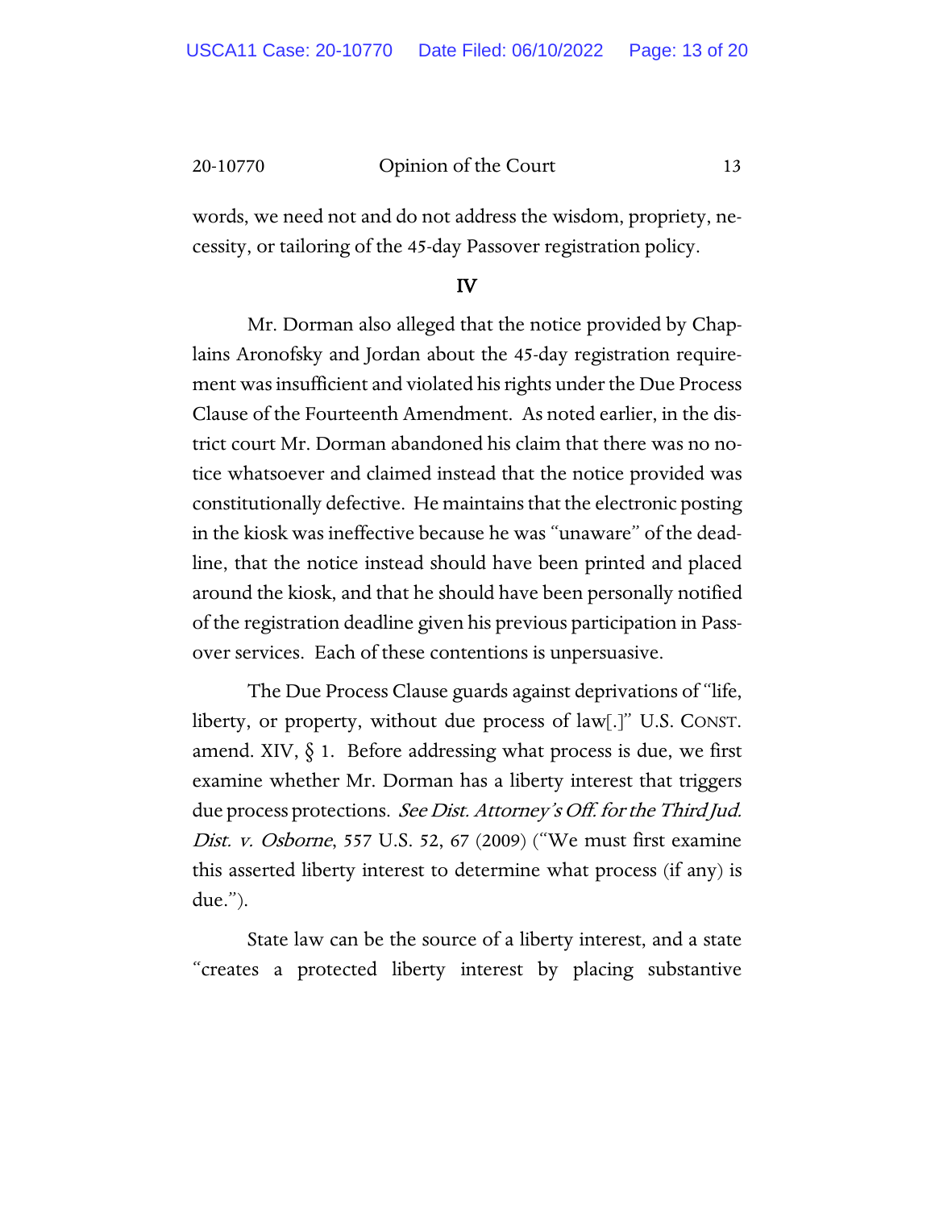words, we need not and do not address the wisdom, propriety, necessity, or tailoring of the 45-day Passover registration policy.

## IV

Mr. Dorman also alleged that the notice provided by Chaplains Aronofsky and Jordan about the 45-day registration requirement was insufficient and violated his rights under the Due Process Clause of the Fourteenth Amendment. As noted earlier, in the district court Mr. Dorman abandoned his claim that there was no notice whatsoever and claimed instead that the notice provided was constitutionally defective. He maintains that the electronic posting in the kiosk was ineffective because he was "unaware" of the deadline, that the notice instead should have been printed and placed around the kiosk, and that he should have been personally notified of the registration deadline given his previous participation in Passover services. Each of these contentions is unpersuasive.

The Due Process Clause guards against deprivations of "life, liberty, or property, without due process of law[.]" U.S. CONST. amend. XIV, § 1. Before addressing what process is due, we first examine whether Mr. Dorman has a liberty interest that triggers due process protections. *See Dist. Attorney's Off. for the Third Jud. Dist. v. Osborne*, 557 U.S. 52, 67 (2009) ("We must first examine this asserted liberty interest to determine what process (if any) is due.").

State law can be the source of a liberty interest, and a state "creates a protected liberty interest by placing substantive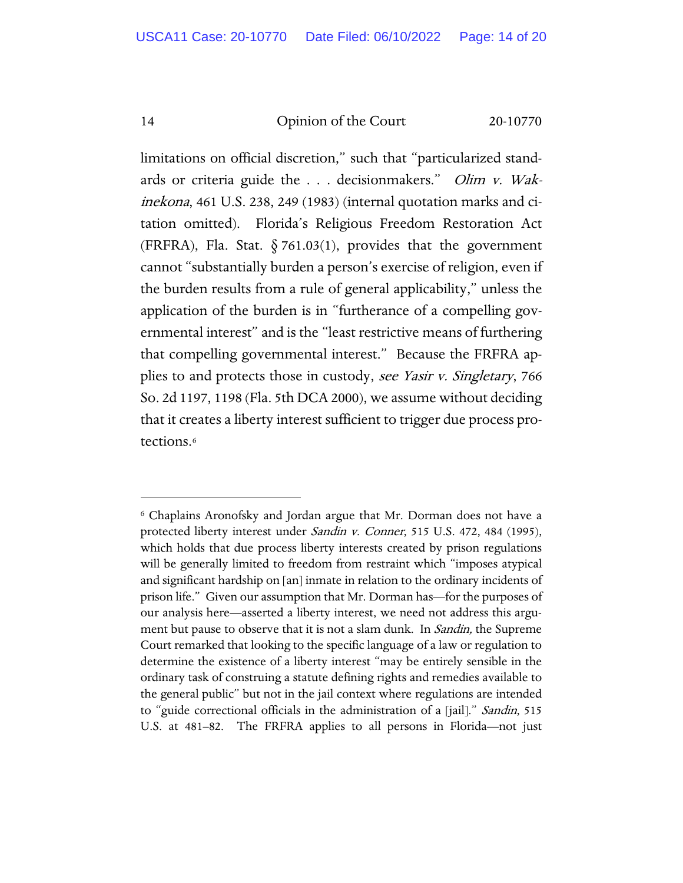limitations on official discretion," such that "particularized standards or criteria guide the . . . decisionmakers." *Olim v. Wakinekona*, 461 U.S. 238, 249 (1983) (internal quotation marks and citation omitted). Florida's Religious Freedom Restoration Act (FRFRA), Fla. Stat. § 761.03(1), provides that the government cannot "substantially burden a person's exercise of religion, even if the burden results from a rule of general applicability," unless the application of the burden is in "furtherance of a compelling governmental interest" and is the "least restrictive means of furthering that compelling governmental interest." Because the FRFRA applies to and protects those in custody, *see Yasir v. Singletary*, 766 So. 2d 1197, 1198 (Fla. 5th DCA 2000), we assume without deciding that it creates a liberty interest sufficient to trigger due process protections.[6]

---

[6] Chaplains Aronofsky and Jordan argue that Mr. Dorman does not have a protected liberty interest under *Sandin v. Conner*, 515 U.S. 472, 484 (1995), which holds that due process liberty interests created by prison regulations will be generally limited to freedom from restraint which "imposes atypical and significant hardship on [an] inmate in relation to the ordinary incidents of prison life." Given our assumption that Mr. Dorman has—for the purposes of our analysis here—asserted a liberty interest, we need not address this argument but pause to observe that it is not a slam dunk. In *Sandin,* the Supreme Court remarked that looking to the specific language of a law or regulation to determine the existence of a liberty interest "may be entirely sensible in the ordinary task of construing a statute defining rights and remedies available to the general public" but not in the jail context where regulations are intended to "guide correctional officials in the administration of a [jail]." *Sandin*, 515 U.S. at 481–82. The FRFRA applies to all persons in Florida—not just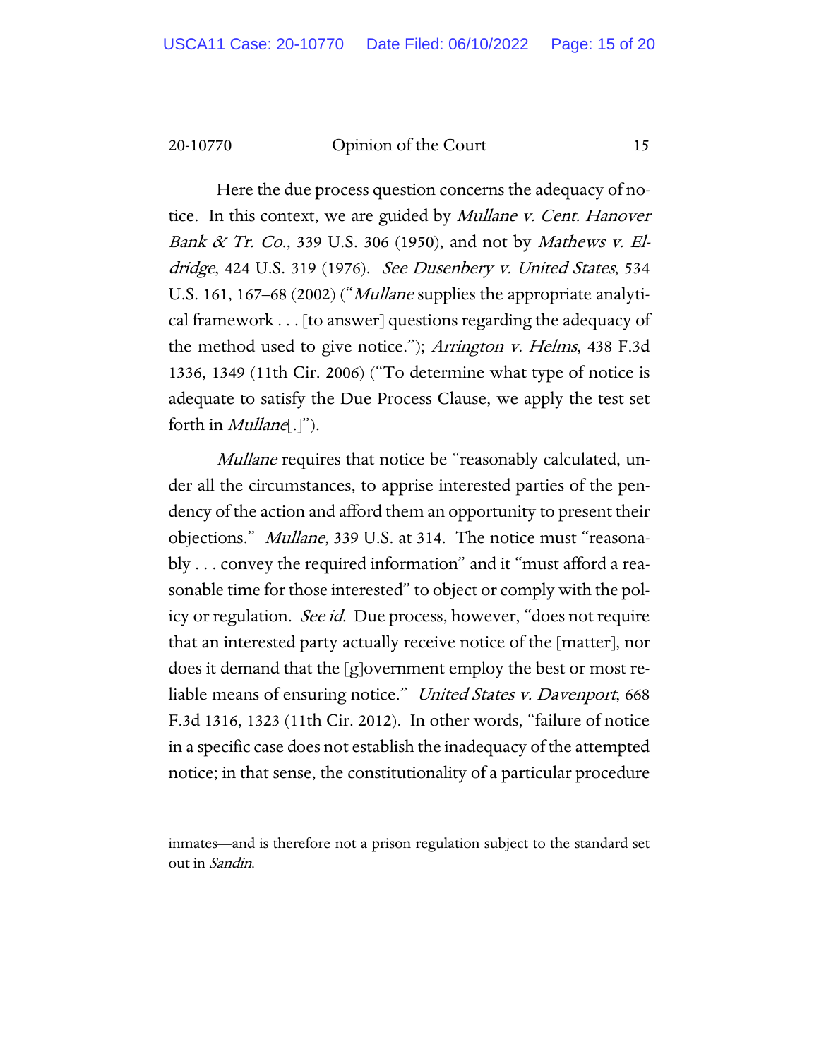Here the due process question concerns the adequacy of notice. In this context, we are guided by *Mullane v. Cent. Hanover Bank & Tr. Co.*, 339 U.S. 306 (1950), and not by *Mathews v. Eldridge*, 424 U.S. 319 (1976). *See Dusenbery v. United States*, 534 U.S. 161, 167–68 (2002) ("*Mullane* supplies the appropriate analytical framework . . . [to answer] questions regarding the adequacy of the method used to give notice."); *Arrington v. Helms*, 438 F.3d 1336, 1349 (11th Cir. 2006) ("To determine what type of notice is adequate to satisfy the Due Process Clause, we apply the test set forth in *Mullane*[.]").

*Mullane* requires that notice be "reasonably calculated, under all the circumstances, to apprise interested parties of the pendency of the action and afford them an opportunity to present their objections." *Mullane*, 339 U.S. at 314. The notice must "reasonably . . . convey the required information" and it "must afford a reasonable time for those interested" to object or comply with the policy or regulation. *See id.* Due process, however, "does not require that an interested party actually receive notice of the [matter], nor does it demand that the [g]overnment employ the best or most reliable means of ensuring notice." *United States v. Davenport*, 668 F.3d 1316, 1323 (11th Cir. 2012). In other words, "failure of notice in a specific case does not establish the inadequacy of the attempted notice; in that sense, the constitutionality of a particular procedure

inmates—and is therefore not a prison regulation subject to the standard set out in *Sandin*.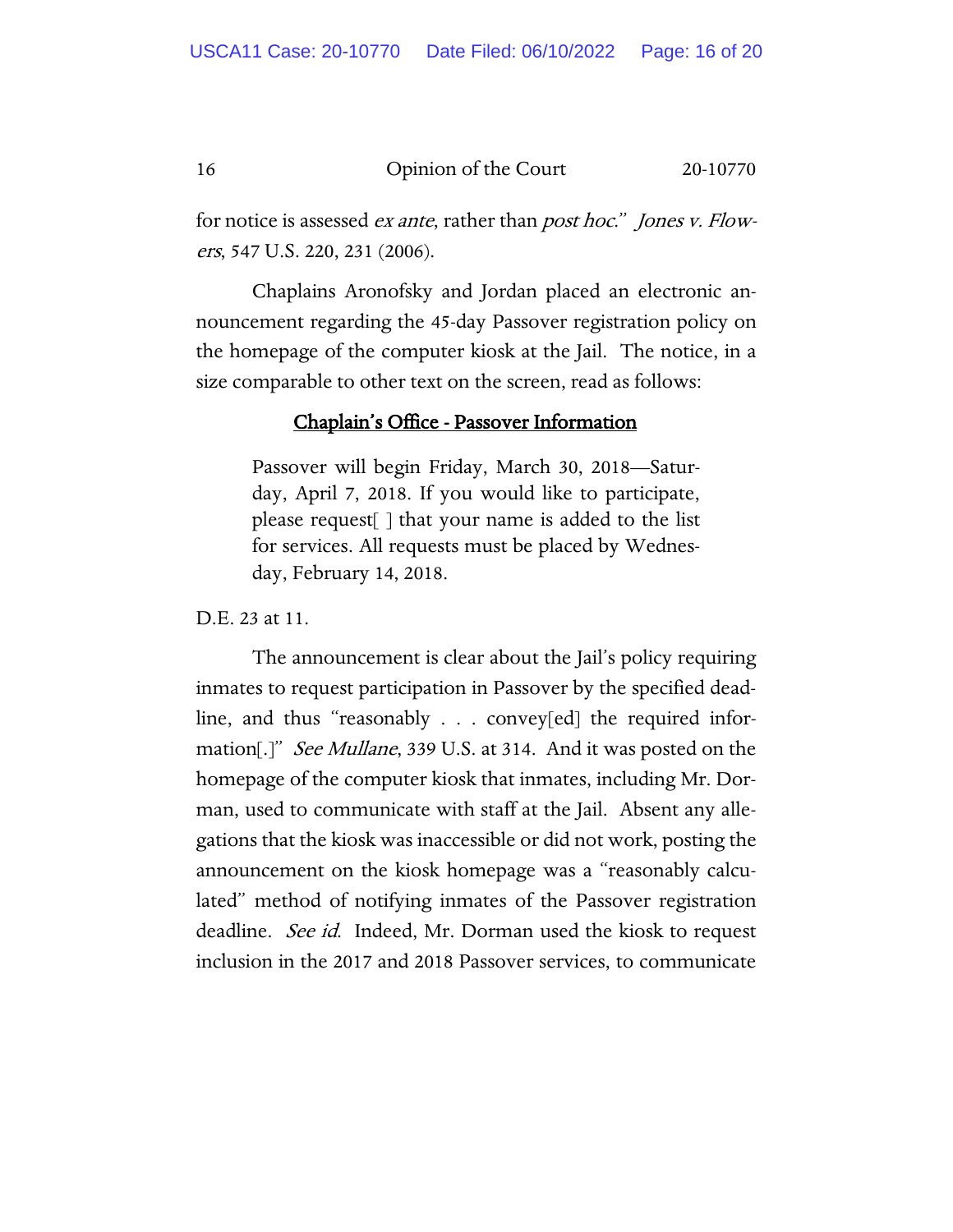for notice is assessed *ex ante*, rather than *post hoc*." *Jones v. Flowers*, 547 U.S. 220, 231 (2006).

Chaplains Aronofsky and Jordan placed an electronic announcement regarding the 45-day Passover registration policy on the homepage of the computer kiosk at the Jail. The notice, in a size comparable to other text on the screen, read as follows:

> **Chaplain's Office - Passover Information**
>
> Passover will begin Friday, March 30, 2018—Saturday, April 7, 2018. If you would like to participate, please request[ ] that your name is added to the list for services. All requests must be placed by Wednesday, February 14, 2018.

D.E. 23 at 11.

The announcement is clear about the Jail's policy requiring inmates to request participation in Passover by the specified deadline, and thus "reasonably . . . convey[ed] the required information[.]" *See Mullane*, 339 U.S. at 314. And it was posted on the homepage of the computer kiosk that inmates, including Mr. Dorman, used to communicate with staff at the Jail. Absent any allegations that the kiosk was inaccessible or did not work, posting the announcement on the kiosk homepage was a "reasonably calculated" method of notifying inmates of the Passover registration deadline. *See id*. Indeed, Mr. Dorman used the kiosk to request inclusion in the 2017 and 2018 Passover services, to communicate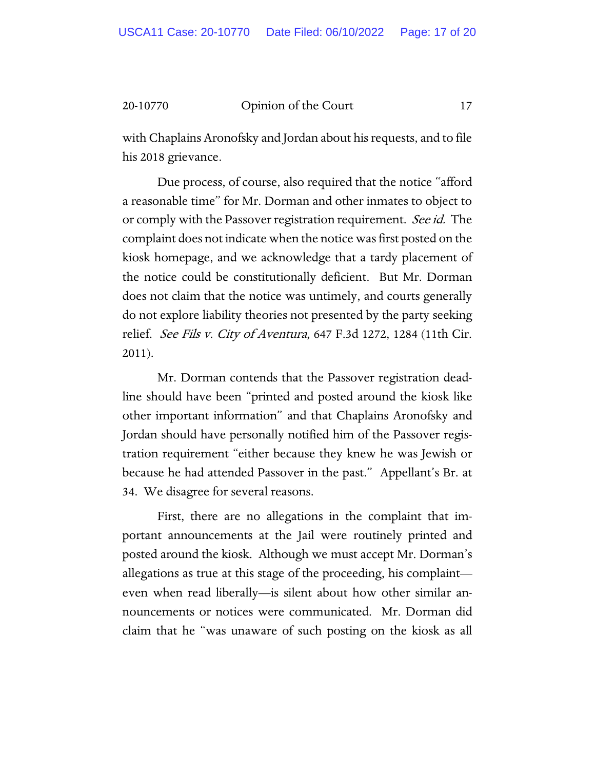with Chaplains Aronofsky and Jordan about his requests, and to file his 2018 grievance.

Due process, of course, also required that the notice "afford a reasonable time" for Mr. Dorman and other inmates to object to or comply with the Passover registration requirement. *See id.* The complaint does not indicate when the notice was first posted on the kiosk homepage, and we acknowledge that a tardy placement of the notice could be constitutionally deficient. But Mr. Dorman does not claim that the notice was untimely, and courts generally do not explore liability theories not presented by the party seeking relief. *See Fils v. City of Aventura*, 647 F.3d 1272, 1284 (11th Cir. 2011).

Mr. Dorman contends that the Passover registration deadline should have been "printed and posted around the kiosk like other important information" and that Chaplains Aronofsky and Jordan should have personally notified him of the Passover registration requirement "either because they knew he was Jewish or because he had attended Passover in the past." Appellant's Br. at 34. We disagree for several reasons.

First, there are no allegations in the complaint that important announcements at the Jail were routinely printed and posted around the kiosk. Although we must accept Mr. Dorman's allegations as true at this stage of the proceeding, his complaint—even when read liberally—is silent about how other similar announcements or notices were communicated. Mr. Dorman did claim that he "was unaware of such posting on the kiosk as all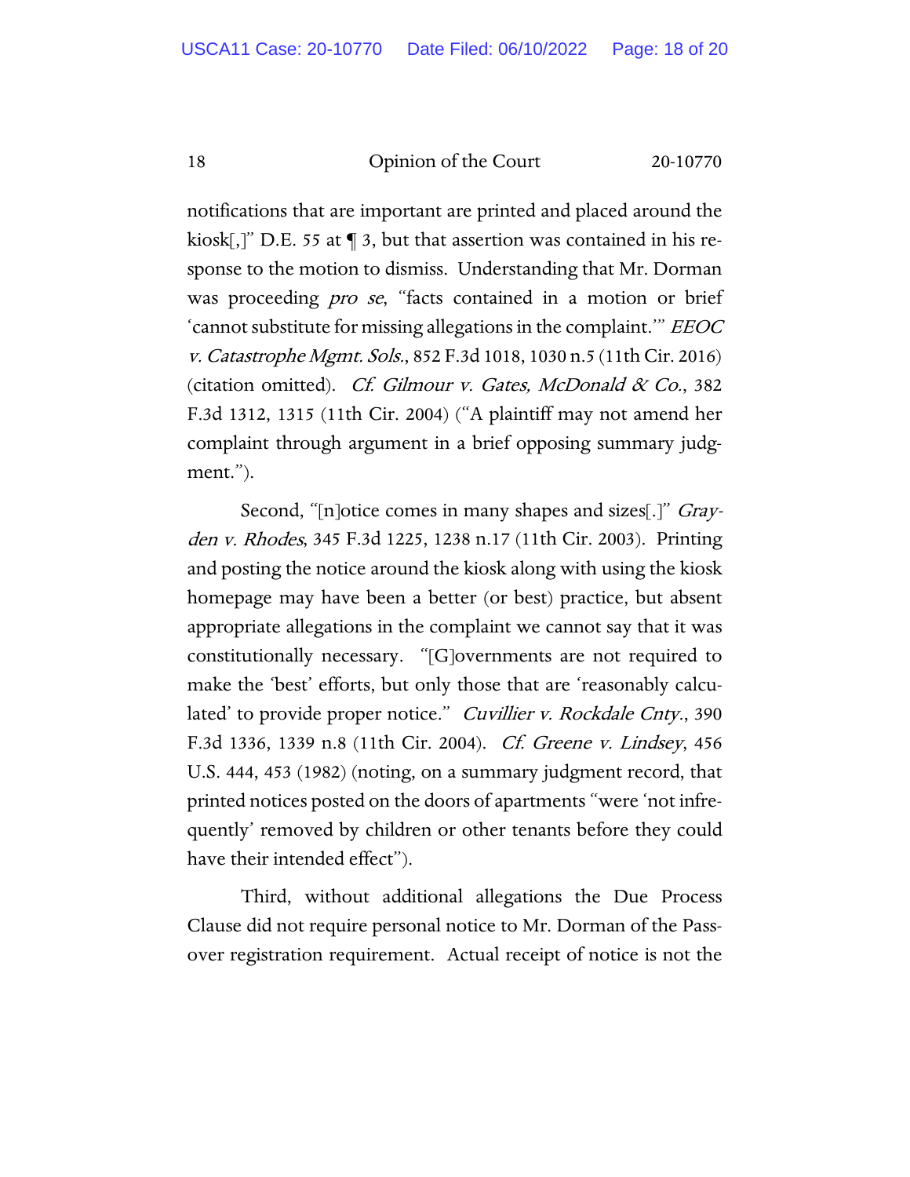notifications that are important are printed and placed around the kiosk[,]" D.E. 55 at ¶ 3, but that assertion was contained in his response to the motion to dismiss. Understanding that Mr. Dorman was proceeding *pro se*, "facts contained in a motion or brief 'cannot substitute for missing allegations in the complaint.'" *EEOC v. Catastrophe Mgmt. Sols.*, 852 F.3d 1018, 1030 n.5 (11th Cir. 2016) (citation omitted). *Cf. Gilmour v. Gates, McDonald & Co.*, 382 F.3d 1312, 1315 (11th Cir. 2004) ("A plaintiff may not amend her complaint through argument in a brief opposing summary judgment.").

Second, "[n]otice comes in many shapes and sizes[.]" *Grayden v. Rhodes*, 345 F.3d 1225, 1238 n.17 (11th Cir. 2003). Printing and posting the notice around the kiosk along with using the kiosk homepage may have been a better (or best) practice, but absent appropriate allegations in the complaint we cannot say that it was constitutionally necessary. "[G]overnments are not required to make the 'best' efforts, but only those that are 'reasonably calculated' to provide proper notice." *Cuvillier v. Rockdale Cnty.*, 390 F.3d 1336, 1339 n.8 (11th Cir. 2004). *Cf. Greene v. Lindsey*, 456 U.S. 444, 453 (1982) (noting, on a summary judgment record, that printed notices posted on the doors of apartments "were 'not infrequently' removed by children or other tenants before they could have their intended effect").

Third, without additional allegations the Due Process Clause did not require personal notice to Mr. Dorman of the Passover registration requirement. Actual receipt of notice is not the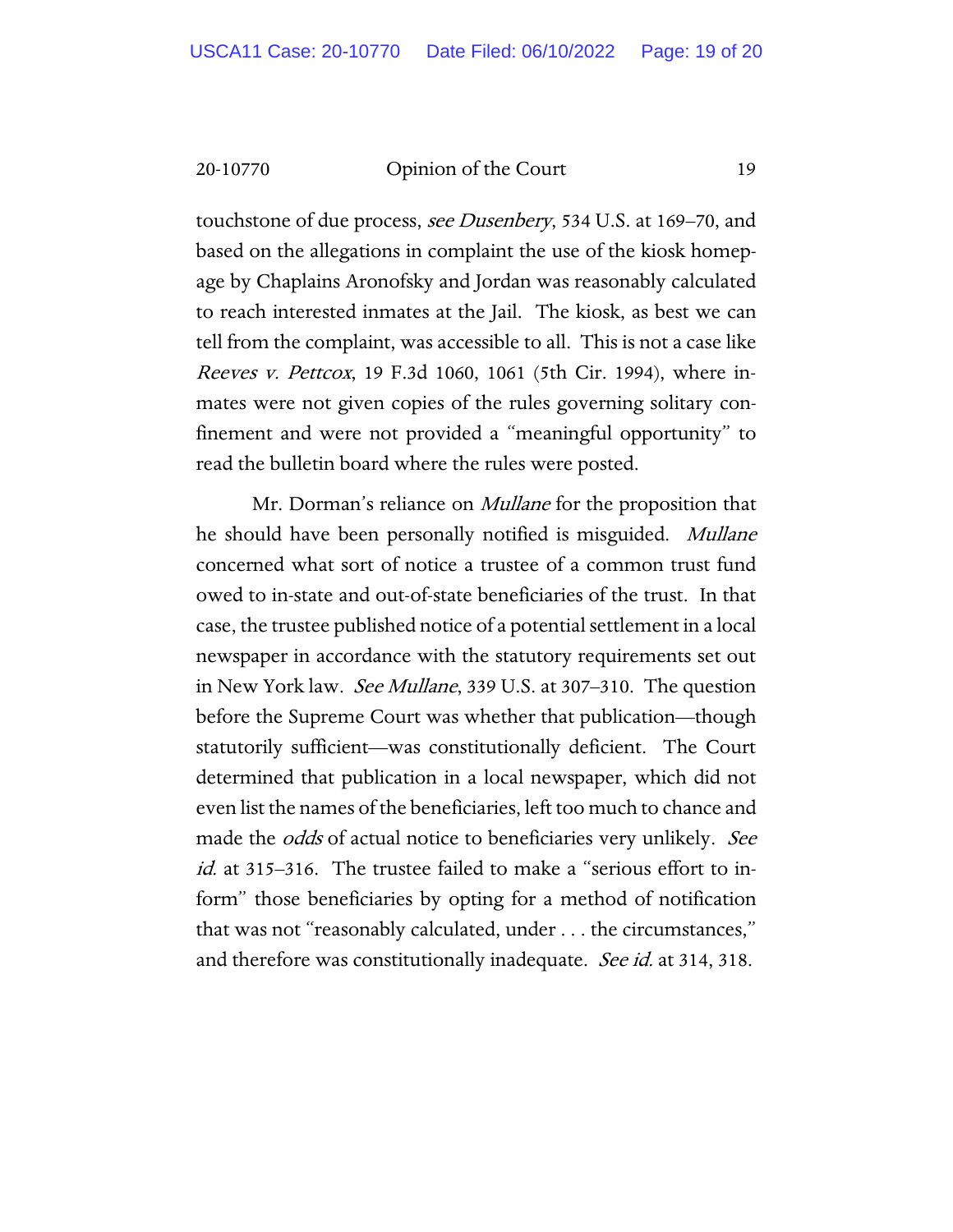touchstone of due process, *see Dusenbery*, 534 U.S. at 169–70, and based on the allegations in complaint the use of the kiosk homepage by Chaplains Aronofsky and Jordan was reasonably calculated to reach interested inmates at the Jail. The kiosk, as best we can tell from the complaint, was accessible to all. This is not a case like *Reeves v. Pettcox*, 19 F.3d 1060, 1061 (5th Cir. 1994), where inmates were not given copies of the rules governing solitary confinement and were not provided a "meaningful opportunity" to read the bulletin board where the rules were posted.

Mr. Dorman's reliance on *Mullane* for the proposition that he should have been personally notified is misguided. *Mullane* concerned what sort of notice a trustee of a common trust fund owed to in-state and out-of-state beneficiaries of the trust. In that case, the trustee published notice of a potential settlement in a local newspaper in accordance with the statutory requirements set out in New York law. *See Mullane*, 339 U.S. at 307–310. The question before the Supreme Court was whether that publication—though statutorily sufficient—was constitutionally deficient. The Court determined that publication in a local newspaper, which did not even list the names of the beneficiaries, left too much to chance and made the *odds* of actual notice to beneficiaries very unlikely. *See id.* at 315–316. The trustee failed to make a "serious effort to inform" those beneficiaries by opting for a method of notification that was not "reasonably calculated, under . . . the circumstances," and therefore was constitutionally inadequate. *See id.* at 314, 318.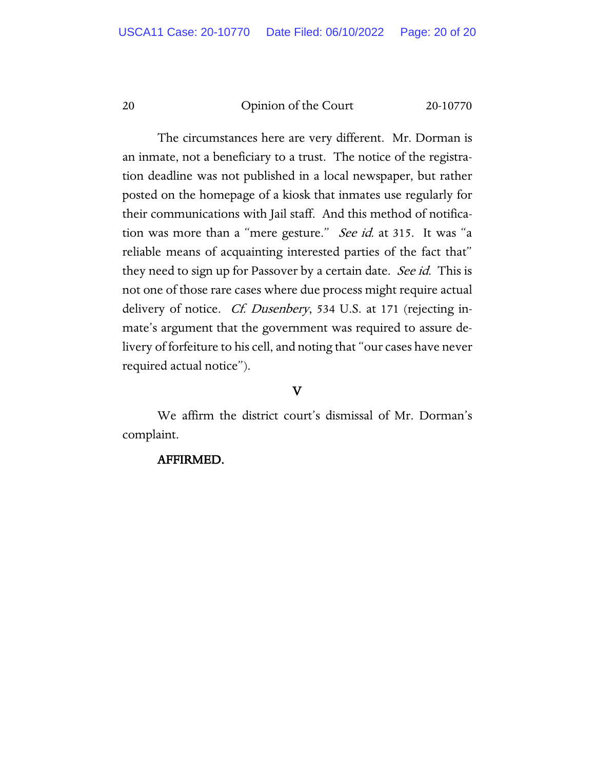The circumstances here are very different. Mr. Dorman is an inmate, not a beneficiary to a trust. The notice of the registration deadline was not published in a local newspaper, but rather posted on the homepage of a kiosk that inmates use regularly for their communications with Jail staff. And this method of notification was more than a "mere gesture." *See id.* at 315. It was "a reliable means of acquainting interested parties of the fact that" they need to sign up for Passover by a certain date. *See id.* This is not one of those rare cases where due process might require actual delivery of notice. *Cf. Dusenbery*, 534 U.S. at 171 (rejecting inmate's argument that the government was required to assure delivery of forfeiture to his cell, and noting that "our cases have never required actual notice").

## V

We affirm the district court's dismissal of Mr. Dorman's complaint.

**AFFIRMED.**